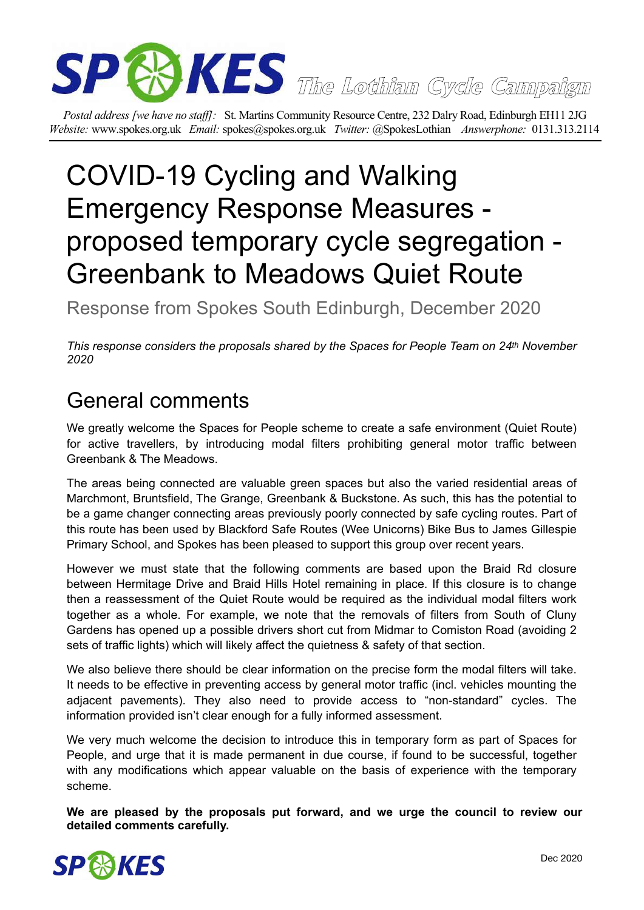SPOKES *The Lothian Cycle Campaign*

*Postal address [we have no staff]:* St. Martins Community Resource Centre, 232 Dalry Road, Edinburgh EH11 2JG
*Website:* www.spokes.org.uk *Email:* spokes@spokes.org.uk *Twitter:* @SpokesLothian *Answerphone:* 0131.313.2114

# COVID-19 Cycling and Walking Emergency Response Measures - proposed temporary cycle segregation - Greenbank to Meadows Quiet Route

Response from Spokes South Edinburgh, December 2020

*This response considers the proposals shared by the Spaces for People Team on 24th November 2020*

## General comments

We greatly welcome the Spaces for People scheme to create a safe environment (Quiet Route) for active travellers, by introducing modal filters prohibiting general motor traffic between Greenbank & The Meadows.

The areas being connected are valuable green spaces but also the varied residential areas of Marchmont, Bruntsfield, The Grange, Greenbank & Buckstone. As such, this has the potential to be a game changer connecting areas previously poorly connected by safe cycling routes. Part of this route has been used by Blackford Safe Routes (Wee Unicorns) Bike Bus to James Gillespie Primary School, and Spokes has been pleased to support this group over recent years.

However we must state that the following comments are based upon the Braid Rd closure between Hermitage Drive and Braid Hills Hotel remaining in place. If this closure is to change then a reassessment of the Quiet Route would be required as the individual modal filters work together as a whole. For example, we note that the removals of filters from South of Cluny Gardens has opened up a possible drivers short cut from Midmar to Comiston Road (avoiding 2 sets of traffic lights) which will likely affect the quietness & safety of that section.

We also believe there should be clear information on the precise form the modal filters will take. It needs to be effective in preventing access by general motor traffic (incl. vehicles mounting the adjacent pavements). They also need to provide access to "non-standard" cycles. The information provided isn't clear enough for a fully informed assessment.

We very much welcome the decision to introduce this in temporary form as part of Spaces for People, and urge that it is made permanent in due course, if found to be successful, together with any modifications which appear valuable on the basis of experience with the temporary scheme.

**We are pleased by the proposals put forward, and we urge the council to review our detailed comments carefully.**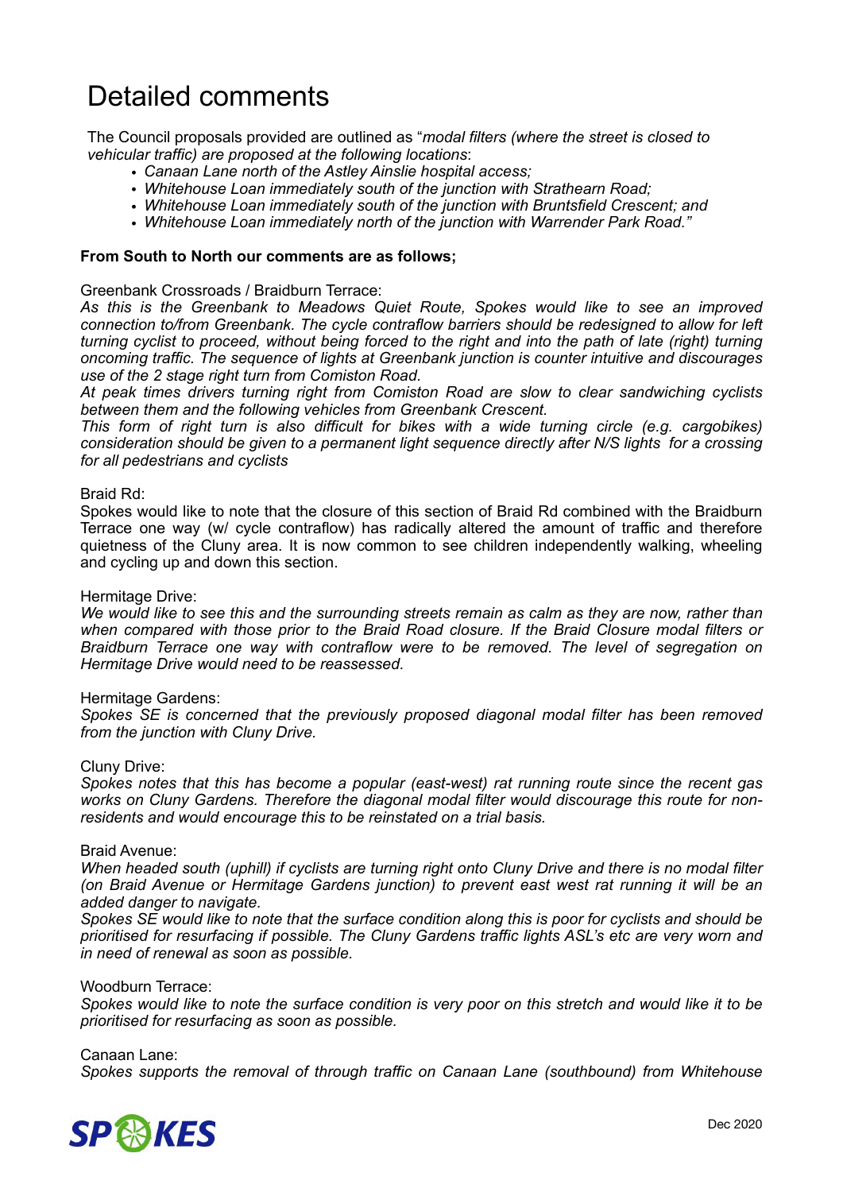# Detailed comments

The Council proposals provided are outlined as "*modal filters (where the street is closed to vehicular traffic) are proposed at the following locations*:

- *Canaan Lane north of the Astley Ainslie hospital access;*
- *Whitehouse Loan immediately south of the junction with Strathearn Road;*
- *Whitehouse Loan immediately south of the junction with Bruntsfield Crescent; and*
- *Whitehouse Loan immediately north of the junction with Warrender Park Road."*

**From South to North our comments are as follows;**

Greenbank Crossroads / Braidburn Terrace:
*As this is the Greenbank to Meadows Quiet Route, Spokes would like to see an improved connection to/from Greenbank. The cycle contraflow barriers should be redesigned to allow for left turning cyclist to proceed, without being forced to the right and into the path of late (right) turning oncoming traffic. The sequence of lights at Greenbank junction is counter intuitive and discourages use of the 2 stage right turn from Comiston Road.*
*At peak times drivers turning right from Comiston Road are slow to clear sandwiching cyclists between them and the following vehicles from Greenbank Crescent.*
*This form of right turn is also difficult for bikes with a wide turning circle (e.g. cargobikes) consideration should be given to a permanent light sequence directly after N/S lights for a crossing for all pedestrians and cyclists*

Braid Rd:
Spokes would like to note that the closure of this section of Braid Rd combined with the Braidburn Terrace one way (w/ cycle contraflow) has radically altered the amount of traffic and therefore quietness of the Cluny area. It is now common to see children independently walking, wheeling and cycling up and down this section.

Hermitage Drive:
*We would like to see this and the surrounding streets remain as calm as they are now, rather than when compared with those prior to the Braid Road closure. If the Braid Closure modal filters or Braidburn Terrace one way with contraflow were to be removed. The level of segregation on Hermitage Drive would need to be reassessed.*

Hermitage Gardens:
*Spokes SE is concerned that the previously proposed diagonal modal filter has been removed from the junction with Cluny Drive.*

Cluny Drive:
*Spokes notes that this has become a popular (east-west) rat running route since the recent gas works on Cluny Gardens. Therefore the diagonal modal filter would discourage this route for non-residents and would encourage this to be reinstated on a trial basis.*

Braid Avenue:
*When headed south (uphill) if cyclists are turning right onto Cluny Drive and there is no modal filter (on Braid Avenue or Hermitage Gardens junction) to prevent east west rat running it will be an added danger to navigate.*
*Spokes SE would like to note that the surface condition along this is poor for cyclists and should be prioritised for resurfacing if possible. The Cluny Gardens traffic lights ASL's etc are very worn and in need of renewal as soon as possible.*

Woodburn Terrace:
*Spokes would like to note the surface condition is very poor on this stretch and would like it to be prioritised for resurfacing as soon as possible.*

Canaan Lane:
*Spokes supports the removal of through traffic on Canaan Lane (southbound) from Whitehouse*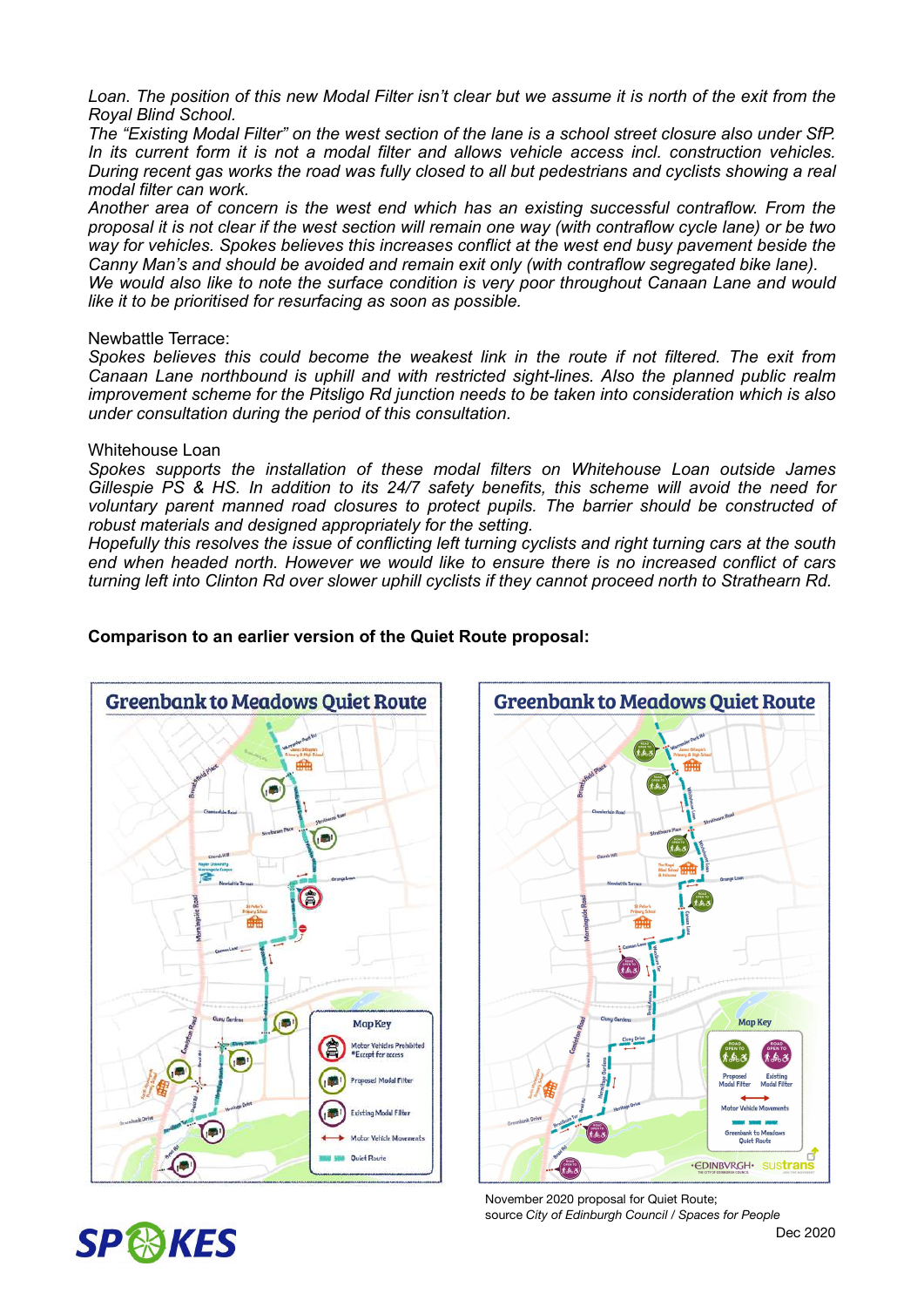*Loan. The position of this new Modal Filter isn't clear but we assume it is north of the exit from the Royal Blind School.*
*The "Existing Modal Filter" on the west section of the lane is a school street closure also under SfP. In its current form it is not a modal filter and allows vehicle access incl. construction vehicles. During recent gas works the road was fully closed to all but pedestrians and cyclists showing a real modal filter can work.*
*Another area of concern is the west end which has an existing successful contraflow. From the proposal it is not clear if the west section will remain one way (with contraflow cycle lane) or be two way for vehicles. Spokes believes this increases conflict at the west end busy pavement beside the Canny Man's and should be avoided and remain exit only (with contraflow segregated bike lane).*
*We would also like to note the surface condition is very poor throughout Canaan Lane and would like it to be prioritised for resurfacing as soon as possible.*

Newbattle Terrace:
*Spokes believes this could become the weakest link in the route if not filtered. The exit from Canaan Lane northbound is uphill and with restricted sight-lines. Also the planned public realm improvement scheme for the Pitsligo Rd junction needs to be taken into consideration which is also under consultation during the period of this consultation.*

Whitehouse Loan
*Spokes supports the installation of these modal filters on Whitehouse Loan outside James Gillespie PS & HS. In addition to its 24/7 safety benefits, this scheme will avoid the need for voluntary parent manned road closures to protect pupils. The barrier should be constructed of robust materials and designed appropriately for the setting.*
*Hopefully this resolves the issue of conflicting left turning cyclists and right turning cars at the south end when headed north. However we would like to ensure there is no increased conflict of cars turning left into Clinton Rd over slower uphill cyclists if they cannot proceed north to Strathearn Rd.*

**Comparison to an earlier version of the Quiet Route proposal:**

November 2020 proposal for Quiet Route;
source *City of Edinburgh Council / Spaces for People*

Dec 2020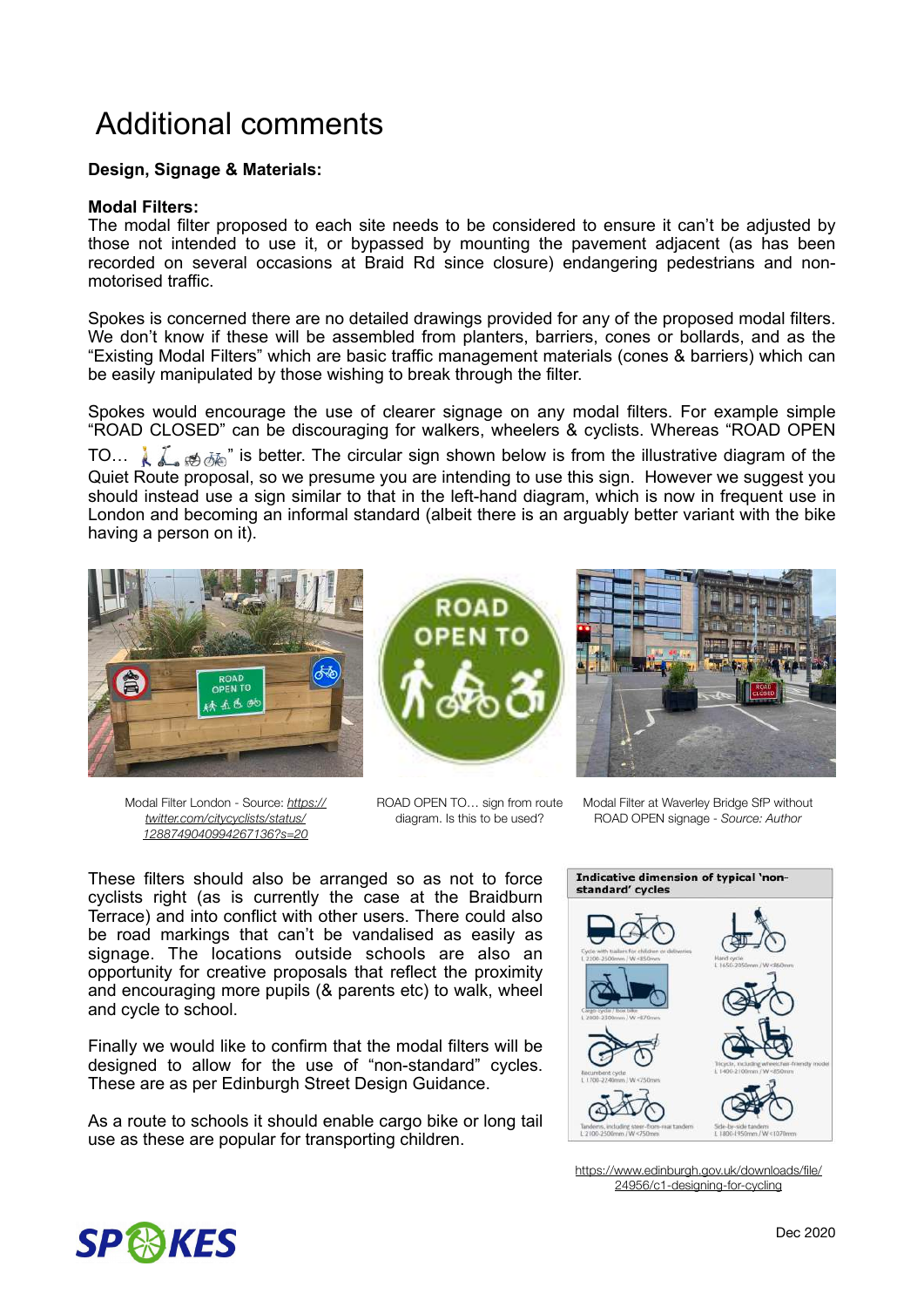# Additional comments

**Design, Signage & Materials:**

**Modal Filters:**
The modal filter proposed to each site needs to be considered to ensure it can't be adjusted by those not intended to use it, or bypassed by mounting the pavement adjacent (as has been recorded on several occasions at Braid Rd since closure) endangering pedestrians and non-motorised traffic.

Spokes is concerned there are no detailed drawings provided for any of the proposed modal filters. We don't know if these will be assembled from planters, barriers, cones or bollards, and as the "Existing Modal Filters" which are basic traffic management materials (cones & barriers) which can be easily manipulated by those wishing to break through the filter.

Spokes would encourage the use of clearer signage on any modal filters. For example simple "ROAD CLOSED" can be discouraging for walkers, wheelers & cyclists. Whereas "ROAD OPEN TO… 🚶 🛴 🦽 🚲" is better. The circular sign shown below is from the illustrative diagram of the Quiet Route proposal, so we presume you are intending to use this sign. However we suggest you should instead use a sign similar to that in the left-hand diagram, which is now in frequent use in London and becoming an informal standard (albeit there is an arguably better variant with the bike having a person on it).

Modal Filter London - Source: https://twitter.com/citycyclists/status/1288749040994267136?s=20

ROAD OPEN TO… sign from route diagram. Is this to be used?

Modal Filter at Waverley Bridge SfP without ROAD OPEN signage - *Source: Author*

These filters should also be arranged so as not to force cyclists right (as is currently the case at the Braidburn Terrace) and into conflict with other users. There could also be road markings that can't be vandalised as easily as signage. The locations outside schools are also an opportunity for creative proposals that reflect the proximity and encouraging more pupils (& parents etc) to walk, wheel and cycle to school.

Finally we would like to confirm that the modal filters will be designed to allow for the use of "non-standard" cycles. These are as per Edinburgh Street Design Guidance.

As a route to schools it should enable cargo bike or long tail use as these are popular for transporting children.

**Indicative dimension of typical 'non-standard' cycles**

https://www.edinburgh.gov.uk/downloads/file/24956/c1-designing-for-cycling

Dec 2020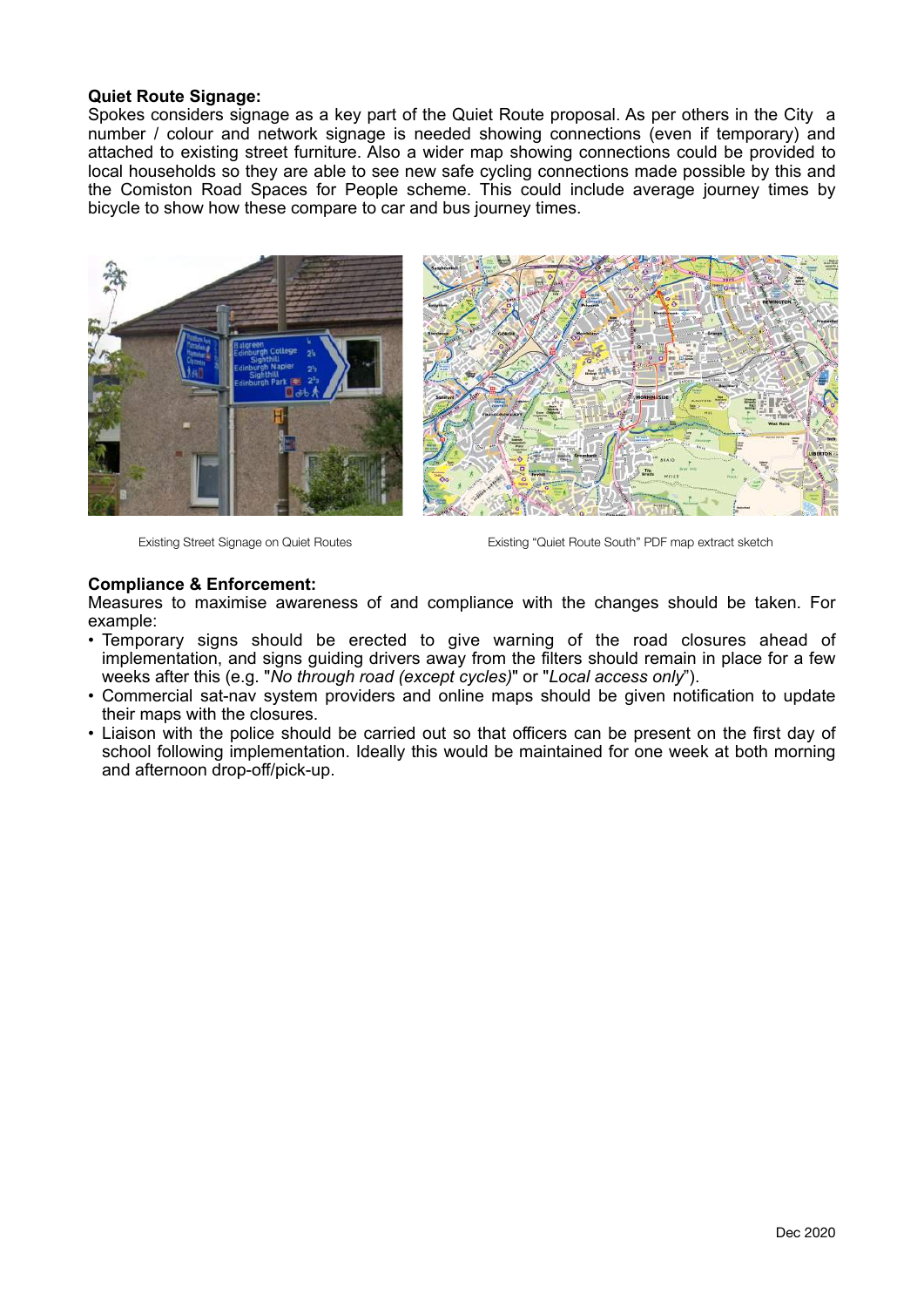**Quiet Route Signage:**

Spokes considers signage as a key part of the Quiet Route proposal. As per others in the City a number / colour and network signage is needed showing connections (even if temporary) and attached to existing street furniture. Also a wider map showing connections could be provided to local households so they are able to see new safe cycling connections made possible by this and the Comiston Road Spaces for People scheme. This could include average journey times by bicycle to show how these compare to car and bus journey times.

Existing Street Signage on Quiet Routes

Existing "Quiet Route South" PDF map extract sketch

**Compliance & Enforcement:**

Measures to maximise awareness of and compliance with the changes should be taken. For example:

- Temporary signs should be erected to give warning of the road closures ahead of implementation, and signs guiding drivers away from the filters should remain in place for a few weeks after this (e.g. "*No through road (except cycles)*" or "*Local access only*").
- Commercial sat-nav system providers and online maps should be given notification to update their maps with the closures.
- Liaison with the police should be carried out so that officers can be present on the first day of school following implementation. Ideally this would be maintained for one week at both morning and afternoon drop-off/pick-up.

Dec 2020